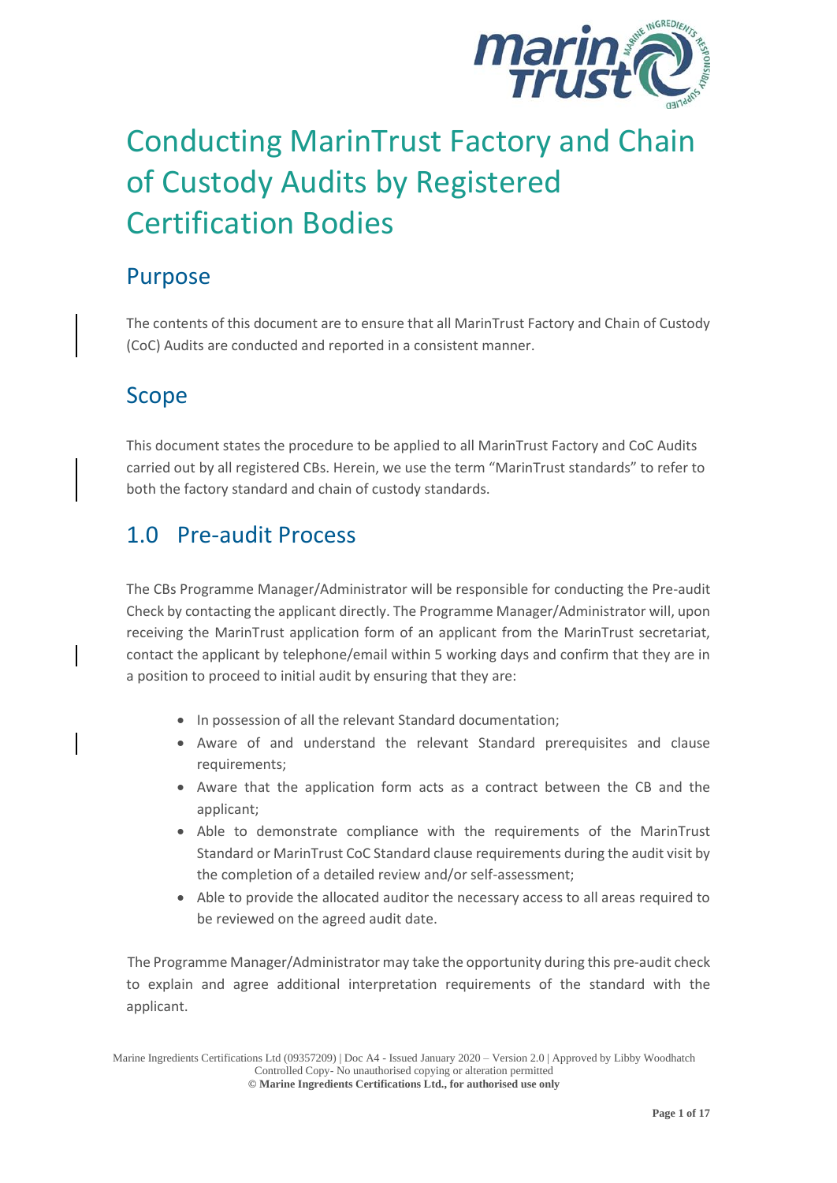# Conducting MarinTrust Factory and Chain of Custody Audits by Registered Certification Bodies

## Purpose

The contents of this document are to ensure that all MarinTrust Factory and Chain of Custody (CoC) Audits are conducted and reported in a consistent manner.

## Scope

This document states the procedure to be applied to all MarinTrust Factory and CoC Audits carried out by all registered CBs. Herein, we use the term "MarinTrust standards" to refer to both the factory standard and chain of custody standards.

## 1.0 Pre-audit Process

The CBs Programme Manager/Administrator will be responsible for conducting the Pre-audit Check by contacting the applicant directly. The Programme Manager/Administrator will, upon receiving the MarinTrust application form of an applicant from the MarinTrust secretariat, contact the applicant by telephone/email within 5 working days and confirm that they are in a position to proceed to initial audit by ensuring that they are:

- In possession of all the relevant Standard documentation;
- Aware of and understand the relevant Standard prerequisites and clause requirements;
- Aware that the application form acts as a contract between the CB and the applicant;
- Able to demonstrate compliance with the requirements of the MarinTrust Standard or MarinTrust CoC Standard clause requirements during the audit visit by the completion of a detailed review and/or self-assessment;
- Able to provide the allocated auditor the necessary access to all areas required to be reviewed on the agreed audit date.

The Programme Manager/Administrator may take the opportunity during this pre-audit check to explain and agree additional interpretation requirements of the standard with the applicant.

Marine Ingredients Certifications Ltd (09357209) | Doc A4 - Issued January 2020 – Version 2.0 | Approved by Libby Woodhatch
Controlled Copy- No unauthorised copying or alteration permitted
**© Marine Ingredients Certifications Ltd., for authorised use only**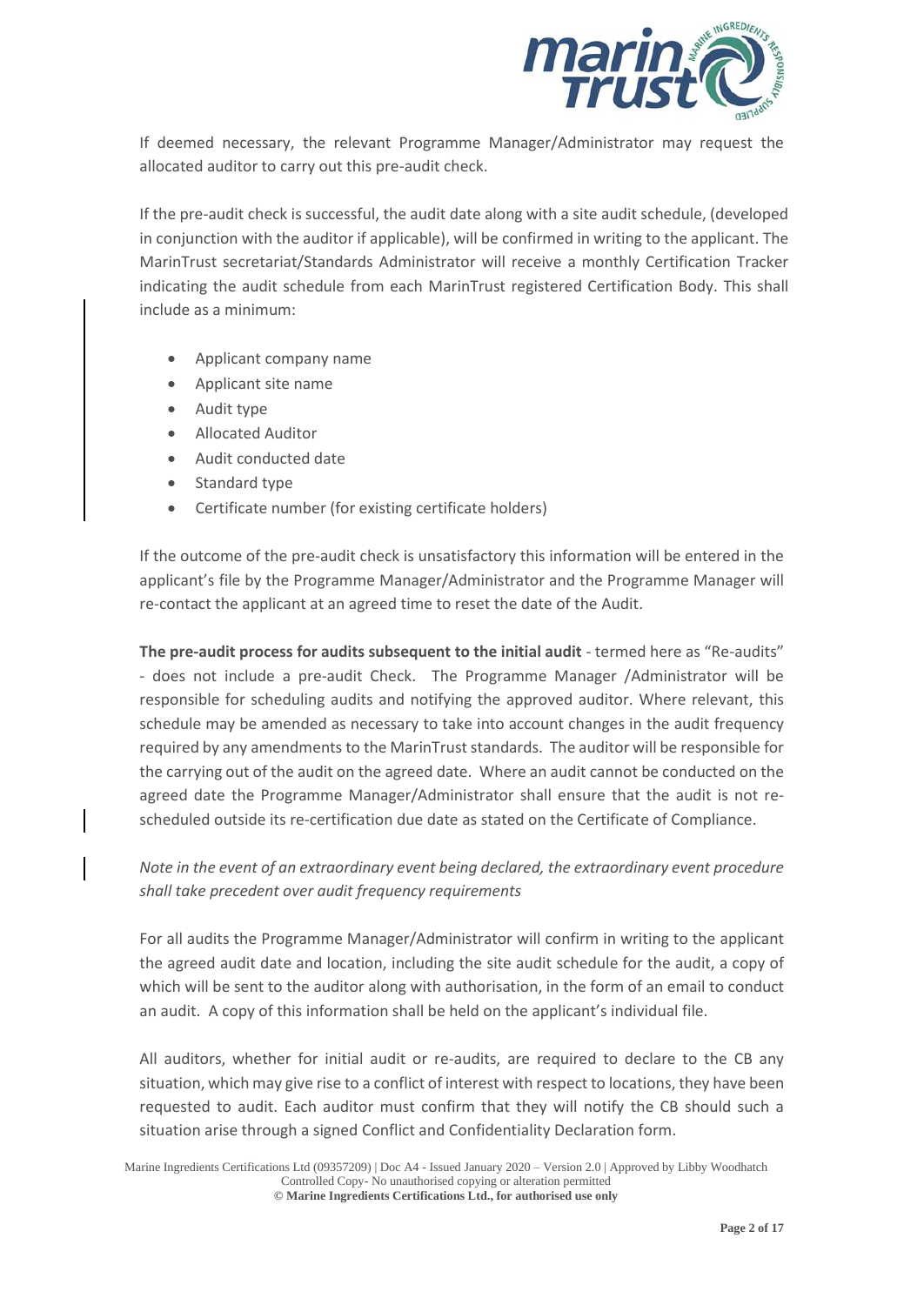If deemed necessary, the relevant Programme Manager/Administrator may request the allocated auditor to carry out this pre-audit check.

If the pre-audit check is successful, the audit date along with a site audit schedule, (developed in conjunction with the auditor if applicable), will be confirmed in writing to the applicant. The MarinTrust secretariat/Standards Administrator will receive a monthly Certification Tracker indicating the audit schedule from each MarinTrust registered Certification Body. This shall include as a minimum:

- Applicant company name
- Applicant site name
- Audit type
- Allocated Auditor
- Audit conducted date
- Standard type
- Certificate number (for existing certificate holders)

If the outcome of the pre-audit check is unsatisfactory this information will be entered in the applicant's file by the Programme Manager/Administrator and the Programme Manager will re-contact the applicant at an agreed time to reset the date of the Audit.

**The pre-audit process for audits subsequent to the initial audit** - termed here as "Re-audits" - does not include a pre-audit Check. The Programme Manager /Administrator will be responsible for scheduling audits and notifying the approved auditor. Where relevant, this schedule may be amended as necessary to take into account changes in the audit frequency required by any amendments to the MarinTrust standards. The auditor will be responsible for the carrying out of the audit on the agreed date. Where an audit cannot be conducted on the agreed date the Programme Manager/Administrator shall ensure that the audit is not re-scheduled outside its re-certification due date as stated on the Certificate of Compliance.

*Note in the event of an extraordinary event being declared, the extraordinary event procedure shall take precedent over audit frequency requirements*

For all audits the Programme Manager/Administrator will confirm in writing to the applicant the agreed audit date and location, including the site audit schedule for the audit, a copy of which will be sent to the auditor along with authorisation, in the form of an email to conduct an audit. A copy of this information shall be held on the applicant's individual file.

All auditors, whether for initial audit or re-audits, are required to declare to the CB any situation, which may give rise to a conflict of interest with respect to locations, they have been requested to audit. Each auditor must confirm that they will notify the CB should such a situation arise through a signed Conflict and Confidentiality Declaration form.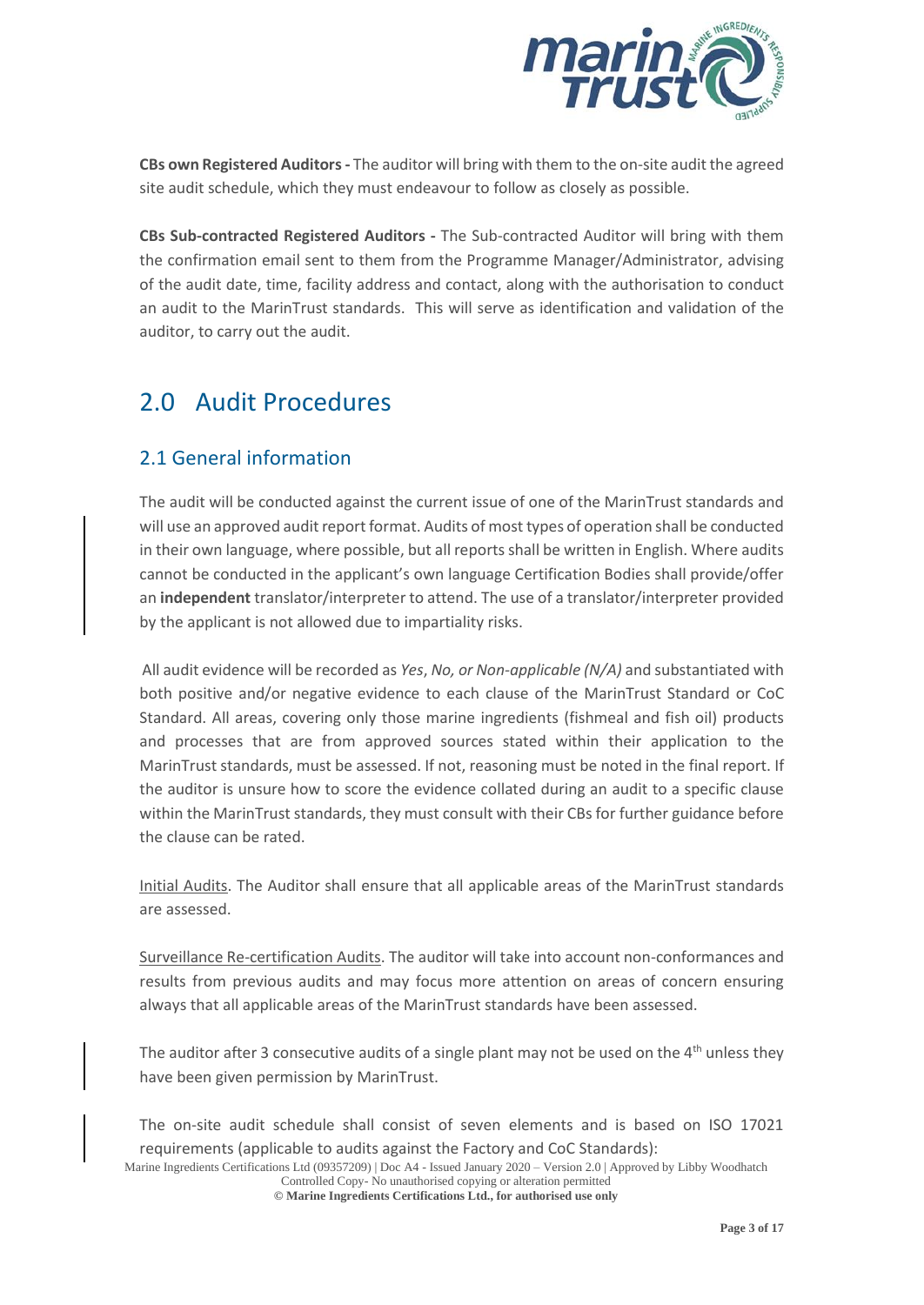**CBs own Registered Auditors -** The auditor will bring with them to the on-site audit the agreed site audit schedule, which they must endeavour to follow as closely as possible.

**CBs Sub-contracted Registered Auditors -** The Sub-contracted Auditor will bring with them the confirmation email sent to them from the Programme Manager/Administrator, advising of the audit date, time, facility address and contact, along with the authorisation to conduct an audit to the MarinTrust standards. This will serve as identification and validation of the auditor, to carry out the audit.

# 2.0 Audit Procedures

## 2.1 General information

The audit will be conducted against the current issue of one of the MarinTrust standards and will use an approved audit report format. Audits of most types of operation shall be conducted in their own language, where possible, but all reports shall be written in English. Where audits cannot be conducted in the applicant's own language Certification Bodies shall provide/offer an **independent** translator/interpreter to attend. The use of a translator/interpreter provided by the applicant is not allowed due to impartiality risks.

All audit evidence will be recorded as *Yes*, *No, or Non-applicable (N/A)* and substantiated with both positive and/or negative evidence to each clause of the MarinTrust Standard or CoC Standard. All areas, covering only those marine ingredients (fishmeal and fish oil) products and processes that are from approved sources stated within their application to the MarinTrust standards, must be assessed. If not, reasoning must be noted in the final report. If the auditor is unsure how to score the evidence collated during an audit to a specific clause within the MarinTrust standards, they must consult with their CBs for further guidance before the clause can be rated.

<u>Initial Audits</u>. The Auditor shall ensure that all applicable areas of the MarinTrust standards are assessed.

<u>Surveillance Re-certification Audits</u>. The auditor will take into account non-conformances and results from previous audits and may focus more attention on areas of concern ensuring always that all applicable areas of the MarinTrust standards have been assessed.

The auditor after 3 consecutive audits of a single plant may not be used on the 4th unless they have been given permission by MarinTrust.

The on-site audit schedule shall consist of seven elements and is based on ISO 17021 requirements (applicable to audits against the Factory and CoC Standards):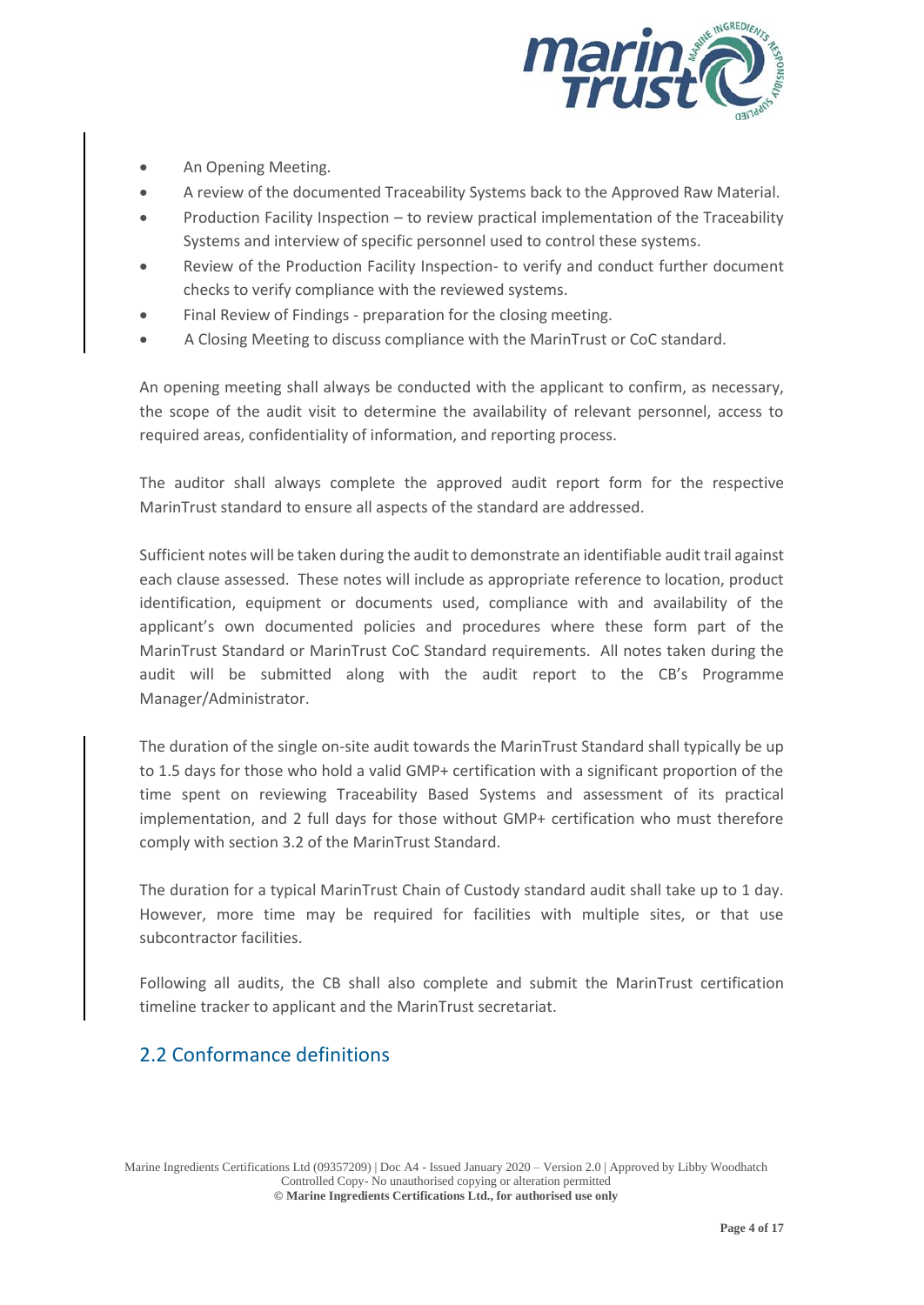- An Opening Meeting.
- A review of the documented Traceability Systems back to the Approved Raw Material.
- Production Facility Inspection – to review practical implementation of the Traceability Systems and interview of specific personnel used to control these systems.
- Review of the Production Facility Inspection- to verify and conduct further document checks to verify compliance with the reviewed systems.
- Final Review of Findings - preparation for the closing meeting.
- A Closing Meeting to discuss compliance with the MarinTrust or CoC standard.

An opening meeting shall always be conducted with the applicant to confirm, as necessary, the scope of the audit visit to determine the availability of relevant personnel, access to required areas, confidentiality of information, and reporting process.

The auditor shall always complete the approved audit report form for the respective MarinTrust standard to ensure all aspects of the standard are addressed.

Sufficient notes will be taken during the audit to demonstrate an identifiable audit trail against each clause assessed. These notes will include as appropriate reference to location, product identification, equipment or documents used, compliance with and availability of the applicant's own documented policies and procedures where these form part of the MarinTrust Standard or MarinTrust CoC Standard requirements. All notes taken during the audit will be submitted along with the audit report to the CB's Programme Manager/Administrator.

The duration of the single on-site audit towards the MarinTrust Standard shall typically be up to 1.5 days for those who hold a valid GMP+ certification with a significant proportion of the time spent on reviewing Traceability Based Systems and assessment of its practical implementation, and 2 full days for those without GMP+ certification who must therefore comply with section 3.2 of the MarinTrust Standard.

The duration for a typical MarinTrust Chain of Custody standard audit shall take up to 1 day. However, more time may be required for facilities with multiple sites, or that use subcontractor facilities.

Following all audits, the CB shall also complete and submit the MarinTrust certification timeline tracker to applicant and the MarinTrust secretariat.

## 2.2 Conformance definitions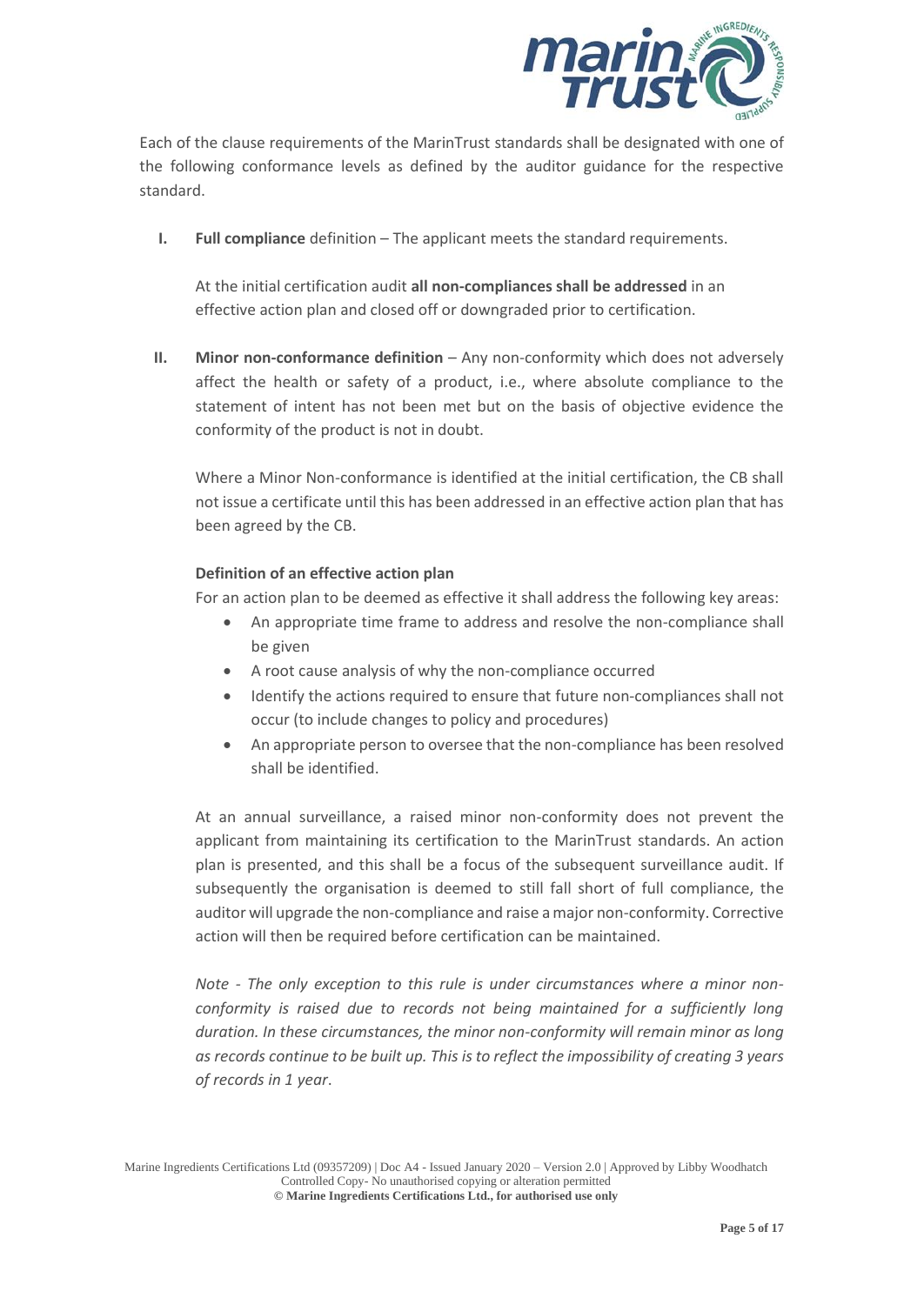Each of the clause requirements of the MarinTrust standards shall be designated with one of the following conformance levels as defined by the auditor guidance for the respective standard.

I. **Full compliance** definition – The applicant meets the standard requirements.

   At the initial certification audit **all non-compliances shall be addressed** in an effective action plan and closed off or downgraded prior to certification.

II. **Minor non-conformance definition** – Any non-conformity which does not adversely affect the health or safety of a product, i.e., where absolute compliance to the statement of intent has not been met but on the basis of objective evidence the conformity of the product is not in doubt.

   Where a Minor Non-conformance is identified at the initial certification, the CB shall not issue a certificate until this has been addressed in an effective action plan that has been agreed by the CB.

   **Definition of an effective action plan**

   For an action plan to be deemed as effective it shall address the following key areas:

   - An appropriate time frame to address and resolve the non-compliance shall be given
   - A root cause analysis of why the non-compliance occurred
   - Identify the actions required to ensure that future non-compliances shall not occur (to include changes to policy and procedures)
   - An appropriate person to oversee that the non-compliance has been resolved shall be identified.

   At an annual surveillance, a raised minor non-conformity does not prevent the applicant from maintaining its certification to the MarinTrust standards. An action plan is presented, and this shall be a focus of the subsequent surveillance audit. If subsequently the organisation is deemed to still fall short of full compliance, the auditor will upgrade the non-compliance and raise a major non-conformity. Corrective action will then be required before certification can be maintained.

   *Note - The only exception to this rule is under circumstances where a minor non-conformity is raised due to records not being maintained for a sufficiently long duration. In these circumstances, the minor non-conformity will remain minor as long as records continue to be built up. This is to reflect the impossibility of creating 3 years of records in 1 year*.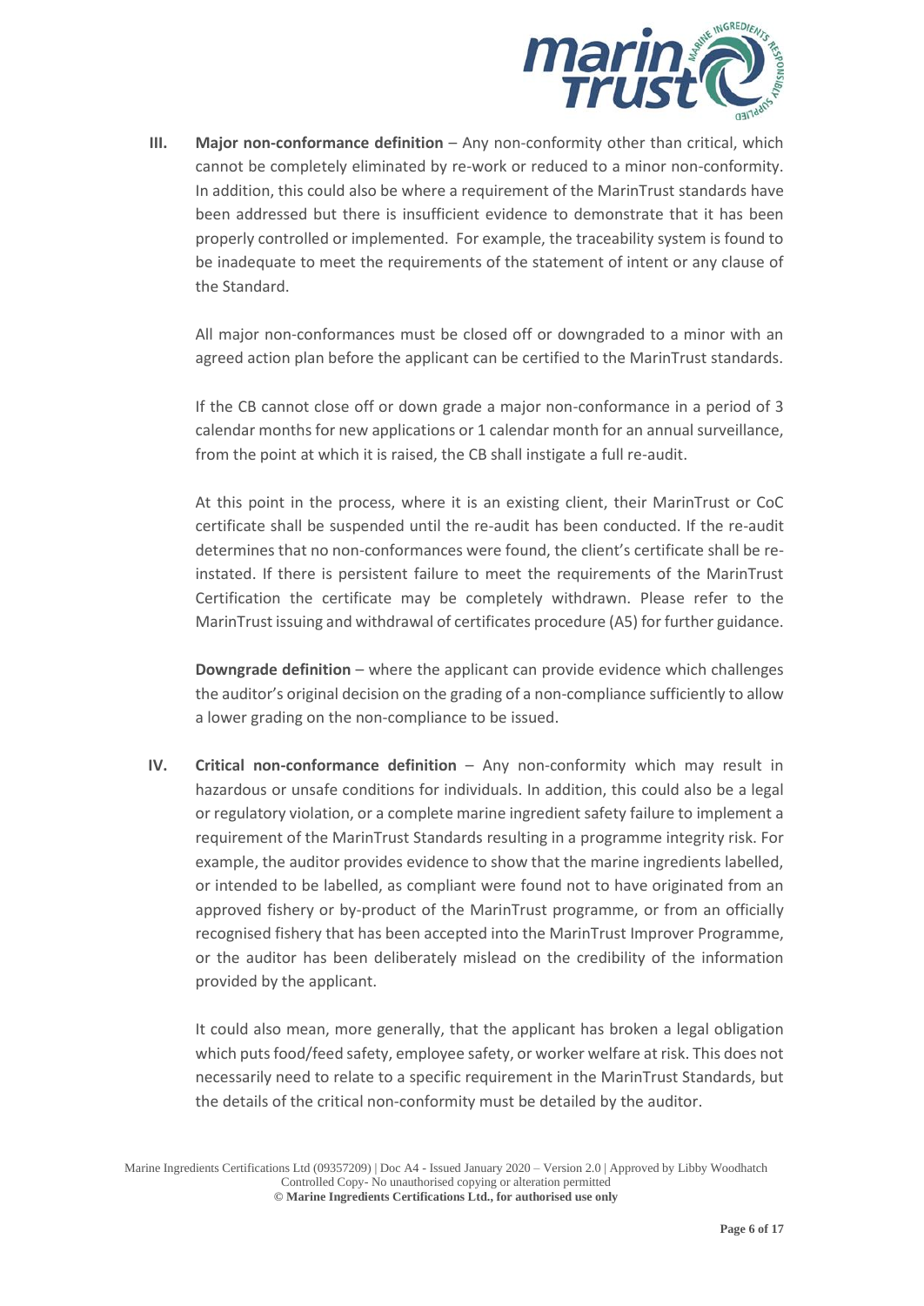III. **Major non-conformance definition** – Any non-conformity other than critical, which cannot be completely eliminated by re-work or reduced to a minor non-conformity. In addition, this could also be where a requirement of the MarinTrust standards have been addressed but there is insufficient evidence to demonstrate that it has been properly controlled or implemented. For example, the traceability system is found to be inadequate to meet the requirements of the statement of intent or any clause of the Standard.

    All major non-conformances must be closed off or downgraded to a minor with an agreed action plan before the applicant can be certified to the MarinTrust standards.

    If the CB cannot close off or down grade a major non-conformance in a period of 3 calendar months for new applications or 1 calendar month for an annual surveillance, from the point at which it is raised, the CB shall instigate a full re-audit.

    At this point in the process, where it is an existing client, their MarinTrust or CoC certificate shall be suspended until the re-audit has been conducted. If the re-audit determines that no non-conformances were found, the client's certificate shall be re-instated. If there is persistent failure to meet the requirements of the MarinTrust Certification the certificate may be completely withdrawn. Please refer to the MarinTrust issuing and withdrawal of certificates procedure (A5) for further guidance.

    **Downgrade definition** – where the applicant can provide evidence which challenges the auditor's original decision on the grading of a non-compliance sufficiently to allow a lower grading on the non-compliance to be issued.

IV. **Critical non-conformance definition** – Any non-conformity which may result in hazardous or unsafe conditions for individuals. In addition, this could also be a legal or regulatory violation, or a complete marine ingredient safety failure to implement a requirement of the MarinTrust Standards resulting in a programme integrity risk. For example, the auditor provides evidence to show that the marine ingredients labelled, or intended to be labelled, as compliant were found not to have originated from an approved fishery or by-product of the MarinTrust programme, or from an officially recognised fishery that has been accepted into the MarinTrust Improver Programme, or the auditor has been deliberately mislead on the credibility of the information provided by the applicant.

    It could also mean, more generally, that the applicant has broken a legal obligation which puts food/feed safety, employee safety, or worker welfare at risk. This does not necessarily need to relate to a specific requirement in the MarinTrust Standards, but the details of the critical non-conformity must be detailed by the auditor.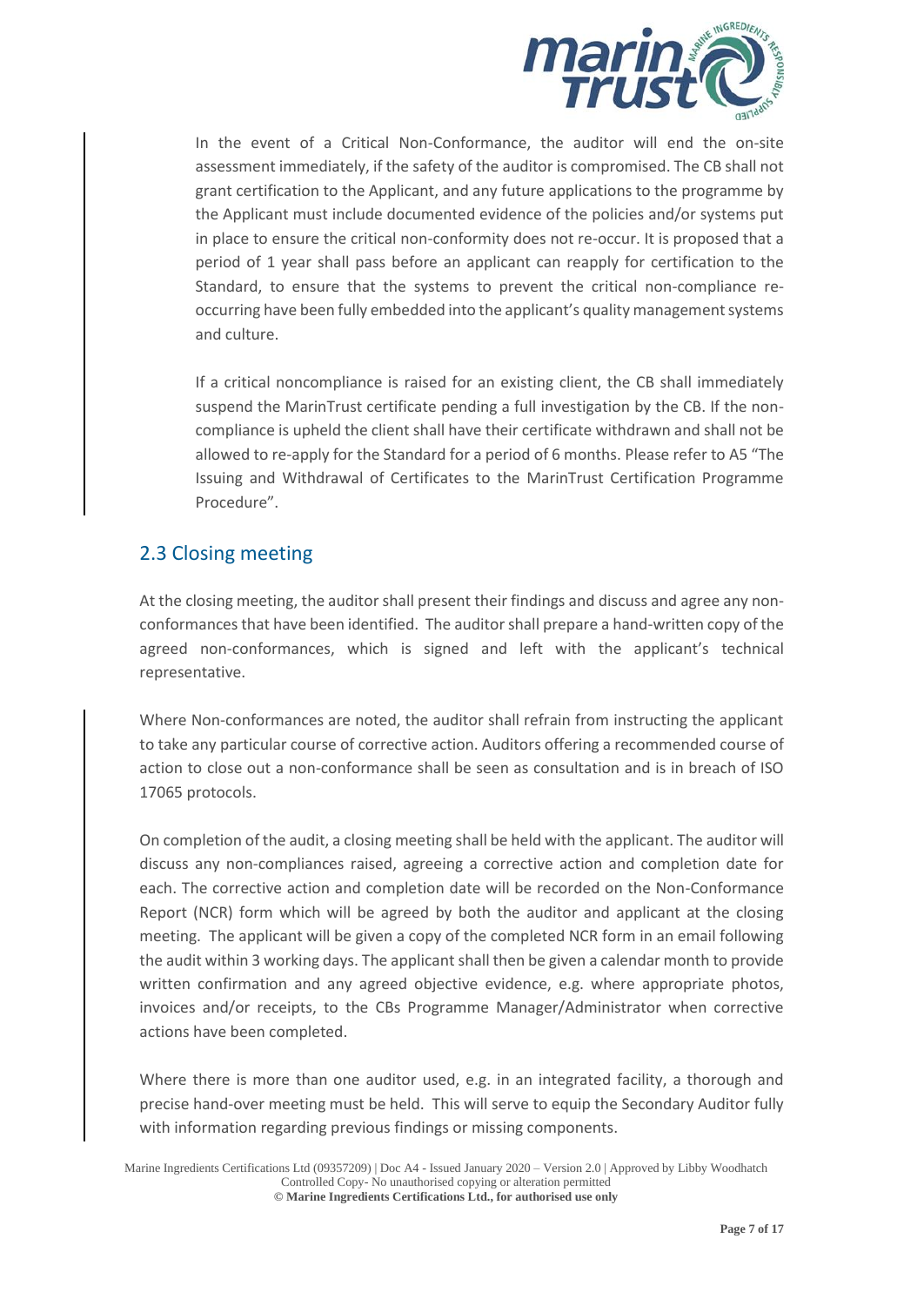In the event of a Critical Non-Conformance, the auditor will end the on-site assessment immediately, if the safety of the auditor is compromised. The CB shall not grant certification to the Applicant, and any future applications to the programme by the Applicant must include documented evidence of the policies and/or systems put in place to ensure the critical non-conformity does not re-occur. It is proposed that a period of 1 year shall pass before an applicant can reapply for certification to the Standard, to ensure that the systems to prevent the critical non-compliance re-occurring have been fully embedded into the applicant's quality management systems and culture.

If a critical noncompliance is raised for an existing client, the CB shall immediately suspend the MarinTrust certificate pending a full investigation by the CB. If the non-compliance is upheld the client shall have their certificate withdrawn and shall not be allowed to re-apply for the Standard for a period of 6 months. Please refer to A5 "The Issuing and Withdrawal of Certificates to the MarinTrust Certification Programme Procedure".

## 2.3 Closing meeting

At the closing meeting, the auditor shall present their findings and discuss and agree any non-conformances that have been identified. The auditor shall prepare a hand-written copy of the agreed non-conformances, which is signed and left with the applicant's technical representative.

Where Non-conformances are noted, the auditor shall refrain from instructing the applicant to take any particular course of corrective action. Auditors offering a recommended course of action to close out a non-conformance shall be seen as consultation and is in breach of ISO 17065 protocols.

On completion of the audit, a closing meeting shall be held with the applicant. The auditor will discuss any non-compliances raised, agreeing a corrective action and completion date for each. The corrective action and completion date will be recorded on the Non-Conformance Report (NCR) form which will be agreed by both the auditor and applicant at the closing meeting. The applicant will be given a copy of the completed NCR form in an email following the audit within 3 working days. The applicant shall then be given a calendar month to provide written confirmation and any agreed objective evidence, e.g. where appropriate photos, invoices and/or receipts, to the CBs Programme Manager/Administrator when corrective actions have been completed.

Where there is more than one auditor used, e.g. in an integrated facility, a thorough and precise hand-over meeting must be held. This will serve to equip the Secondary Auditor fully with information regarding previous findings or missing components.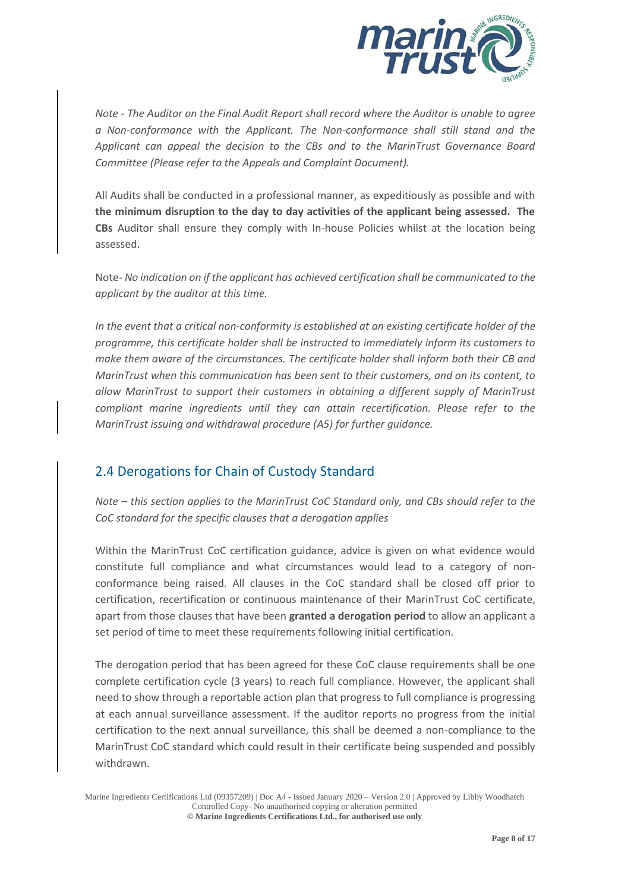*Note - The Auditor on the Final Audit Report shall record where the Auditor is unable to agree a Non-conformance with the Applicant. The Non-conformance shall still stand and the Applicant can appeal the decision to the CBs and to the MarinTrust Governance Board Committee (Please refer to the Appeals and Complaint Document).*

All Audits shall be conducted in a professional manner, as expeditiously as possible and with **the minimum disruption to the day to day activities of the applicant being assessed. The CBs** Auditor shall ensure they comply with In-house Policies whilst at the location being assessed.

Note- *No indication on if the applicant has achieved certification shall be communicated to the applicant by the auditor at this time.*

*In the event that a critical non-conformity is established at an existing certificate holder of the programme, this certificate holder shall be instructed to immediately inform its customers to make them aware of the circumstances. The certificate holder shall inform both their CB and MarinTrust when this communication has been sent to their customers, and on its content, to allow MarinTrust to support their customers in obtaining a different supply of MarinTrust compliant marine ingredients until they can attain recertification. Please refer to the MarinTrust issuing and withdrawal procedure (A5) for further guidance.*

## 2.4 Derogations for Chain of Custody Standard

*Note – this section applies to the MarinTrust CoC Standard only, and CBs should refer to the CoC standard for the specific clauses that a derogation applies*

Within the MarinTrust CoC certification guidance, advice is given on what evidence would constitute full compliance and what circumstances would lead to a category of non-conformance being raised. All clauses in the CoC standard shall be closed off prior to certification, recertification or continuous maintenance of their MarinTrust CoC certificate, apart from those clauses that have been **granted a derogation period** to allow an applicant a set period of time to meet these requirements following initial certification.

The derogation period that has been agreed for these CoC clause requirements shall be one complete certification cycle (3 years) to reach full compliance. However, the applicant shall need to show through a reportable action plan that progress to full compliance is progressing at each annual surveillance assessment. If the auditor reports no progress from the initial certification to the next annual surveillance, this shall be deemed a non-compliance to the MarinTrust CoC standard which could result in their certificate being suspended and possibly withdrawn.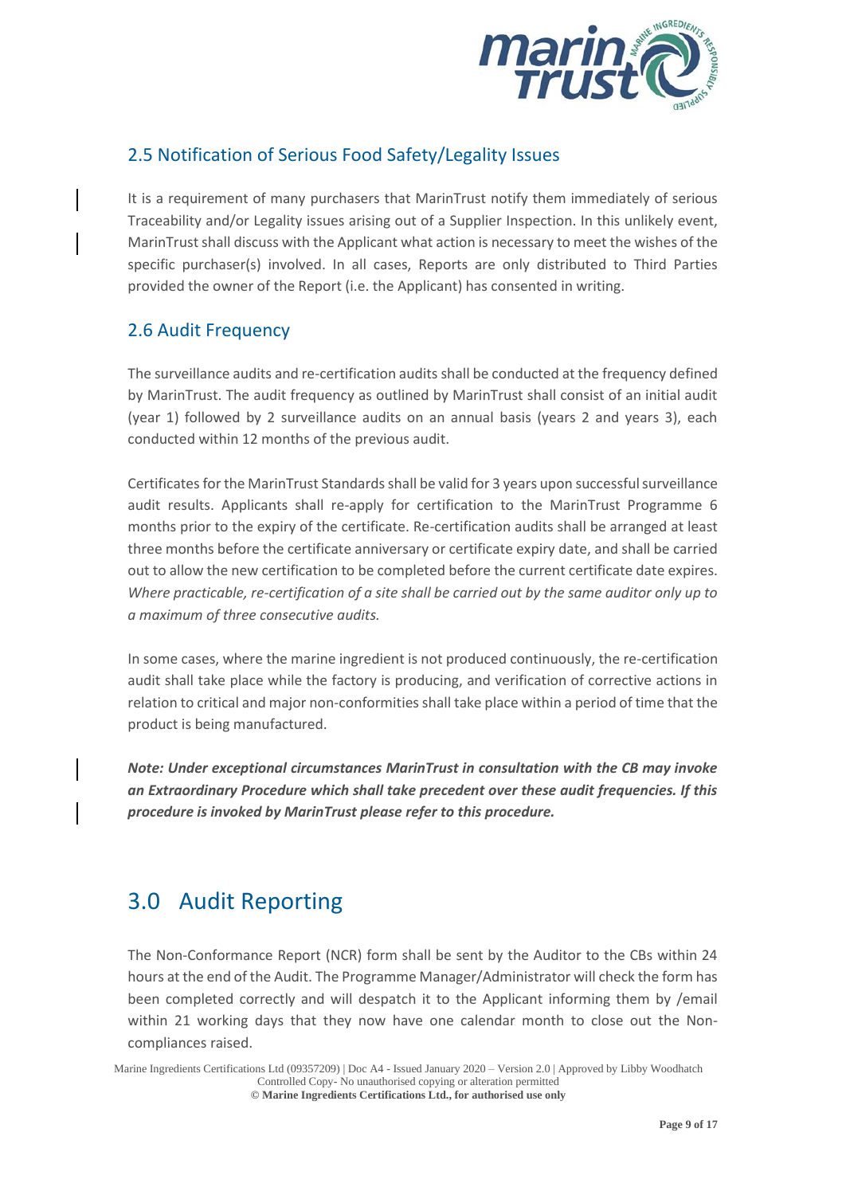## 2.5 Notification of Serious Food Safety/Legality Issues

It is a requirement of many purchasers that MarinTrust notify them immediately of serious Traceability and/or Legality issues arising out of a Supplier Inspection. In this unlikely event, MarinTrust shall discuss with the Applicant what action is necessary to meet the wishes of the specific purchaser(s) involved. In all cases, Reports are only distributed to Third Parties provided the owner of the Report (i.e. the Applicant) has consented in writing.

## 2.6 Audit Frequency

The surveillance audits and re-certification audits shall be conducted at the frequency defined by MarinTrust. The audit frequency as outlined by MarinTrust shall consist of an initial audit (year 1) followed by 2 surveillance audits on an annual basis (years 2 and years 3), each conducted within 12 months of the previous audit.

Certificates for the MarinTrust Standards shall be valid for 3 years upon successful surveillance audit results. Applicants shall re-apply for certification to the MarinTrust Programme 6 months prior to the expiry of the certificate. Re-certification audits shall be arranged at least three months before the certificate anniversary or certificate expiry date, and shall be carried out to allow the new certification to be completed before the current certificate date expires. *Where practicable, re-certification of a site shall be carried out by the same auditor only up to a maximum of three consecutive audits.*

In some cases, where the marine ingredient is not produced continuously, the re-certification audit shall take place while the factory is producing, and verification of corrective actions in relation to critical and major non-conformities shall take place within a period of time that the product is being manufactured.

***Note: Under exceptional circumstances MarinTrust in consultation with the CB may invoke an Extraordinary Procedure which shall take precedent over these audit frequencies. If this procedure is invoked by MarinTrust please refer to this procedure.***

# 3.0 Audit Reporting

The Non-Conformance Report (NCR) form shall be sent by the Auditor to the CBs within 24 hours at the end of the Audit. The Programme Manager/Administrator will check the form has been completed correctly and will despatch it to the Applicant informing them by /email within 21 working days that they now have one calendar month to close out the Non-compliances raised.

Marine Ingredients Certifications Ltd (09357209) | Doc A4 - Issued January 2020 – Version 2.0 | Approved by Libby Woodhatch
Controlled Copy- No unauthorised copying or alteration permitted
**© Marine Ingredients Certifications Ltd., for authorised use only**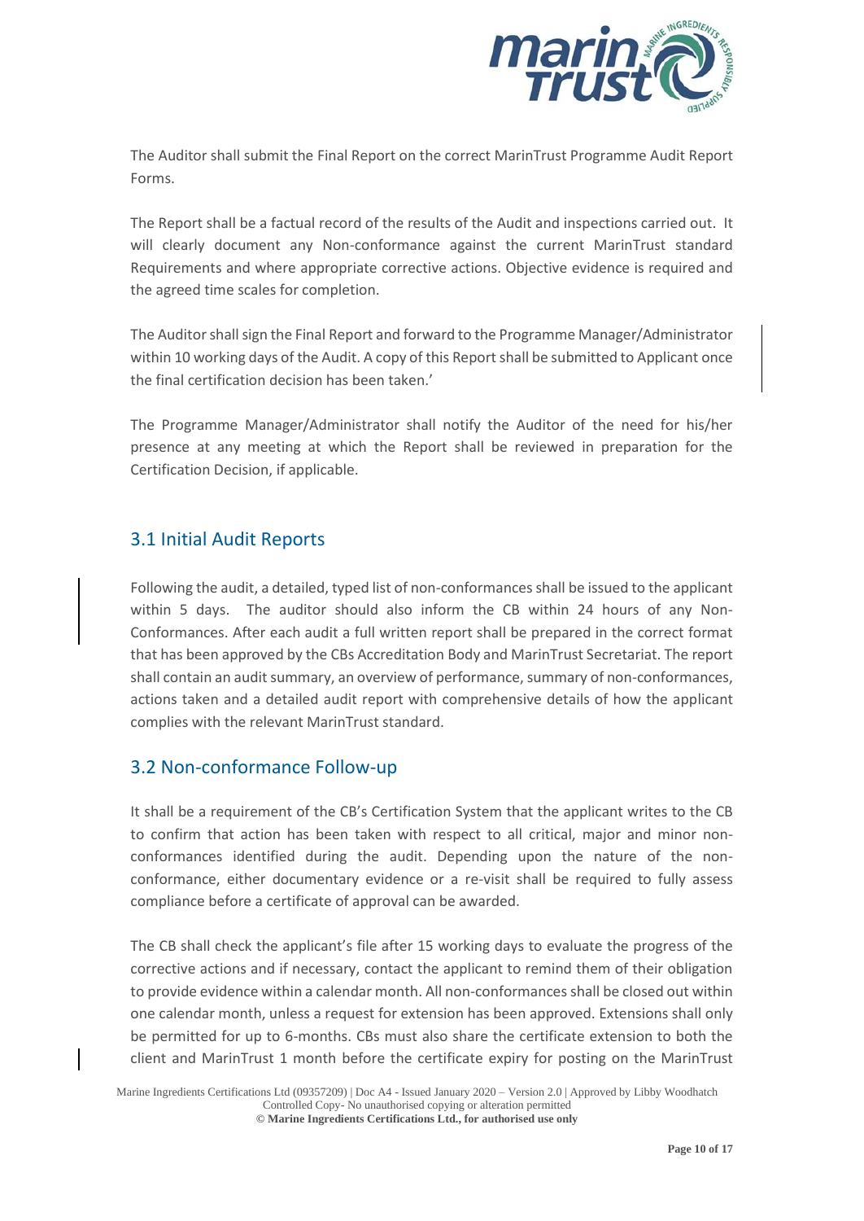The Auditor shall submit the Final Report on the correct MarinTrust Programme Audit Report Forms.

The Report shall be a factual record of the results of the Audit and inspections carried out. It will clearly document any Non-conformance against the current MarinTrust standard Requirements and where appropriate corrective actions. Objective evidence is required and the agreed time scales for completion.

The Auditor shall sign the Final Report and forward to the Programme Manager/Administrator within 10 working days of the Audit. A copy of this Report shall be submitted to Applicant once the final certification decision has been taken.'

The Programme Manager/Administrator shall notify the Auditor of the need for his/her presence at any meeting at which the Report shall be reviewed in preparation for the Certification Decision, if applicable.

## 3.1 Initial Audit Reports

Following the audit, a detailed, typed list of non-conformances shall be issued to the applicant within 5 days. The auditor should also inform the CB within 24 hours of any Non-Conformances. After each audit a full written report shall be prepared in the correct format that has been approved by the CBs Accreditation Body and MarinTrust Secretariat. The report shall contain an audit summary, an overview of performance, summary of non-conformances, actions taken and a detailed audit report with comprehensive details of how the applicant complies with the relevant MarinTrust standard.

## 3.2 Non-conformance Follow-up

It shall be a requirement of the CB's Certification System that the applicant writes to the CB to confirm that action has been taken with respect to all critical, major and minor non-conformances identified during the audit. Depending upon the nature of the non-conformance, either documentary evidence or a re-visit shall be required to fully assess compliance before a certificate of approval can be awarded.

The CB shall check the applicant's file after 15 working days to evaluate the progress of the corrective actions and if necessary, contact the applicant to remind them of their obligation to provide evidence within a calendar month. All non-conformances shall be closed out within one calendar month, unless a request for extension has been approved. Extensions shall only be permitted for up to 6-months. CBs must also share the certificate extension to both the client and MarinTrust 1 month before the certificate expiry for posting on the MarinTrust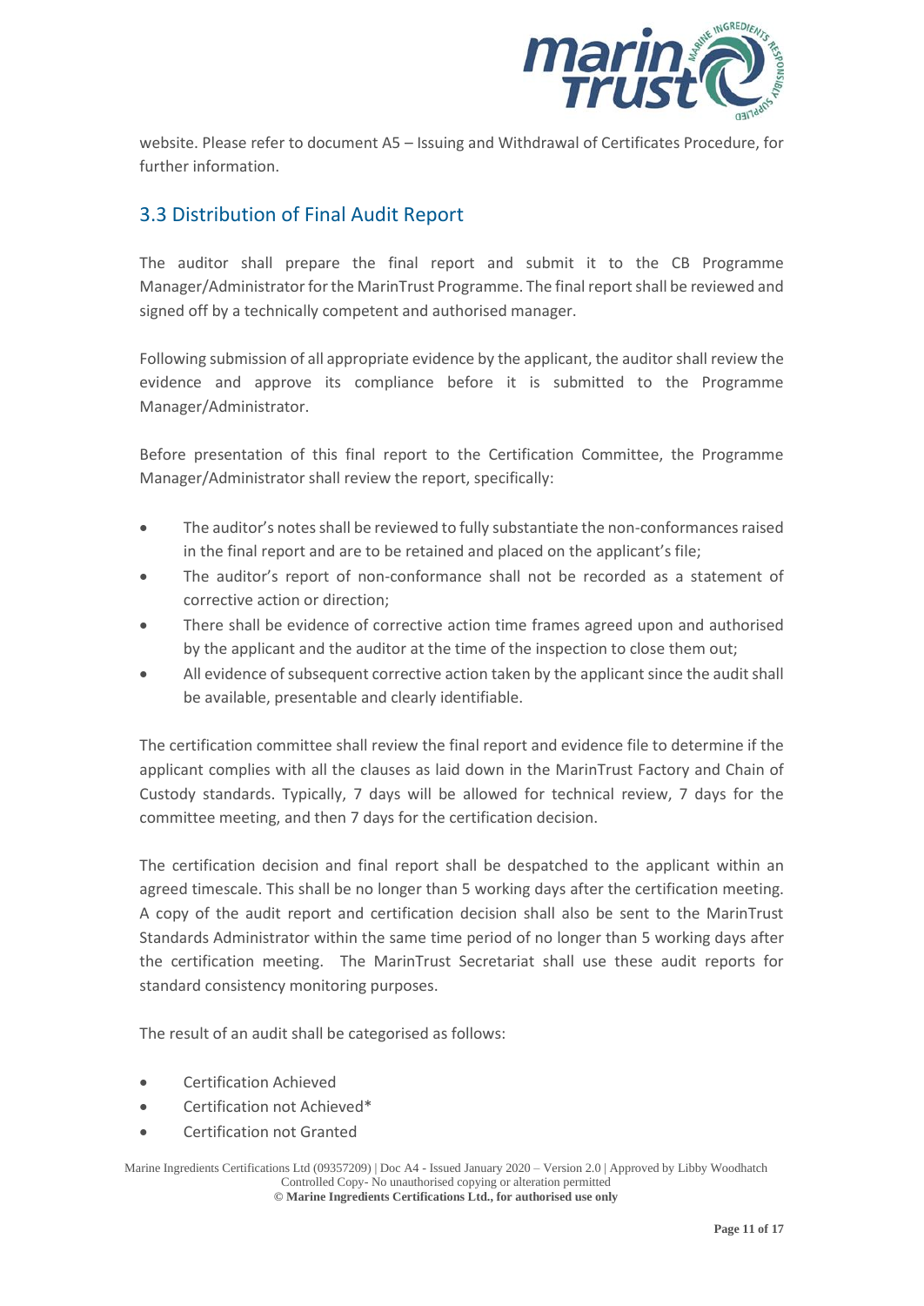website. Please refer to document A5 – Issuing and Withdrawal of Certificates Procedure, for further information.

## 3.3 Distribution of Final Audit Report

The auditor shall prepare the final report and submit it to the CB Programme Manager/Administrator for the MarinTrust Programme. The final report shall be reviewed and signed off by a technically competent and authorised manager.

Following submission of all appropriate evidence by the applicant, the auditor shall review the evidence and approve its compliance before it is submitted to the Programme Manager/Administrator.

Before presentation of this final report to the Certification Committee, the Programme Manager/Administrator shall review the report, specifically:

- The auditor's notes shall be reviewed to fully substantiate the non-conformances raised in the final report and are to be retained and placed on the applicant's file;
- The auditor's report of non-conformance shall not be recorded as a statement of corrective action or direction;
- There shall be evidence of corrective action time frames agreed upon and authorised by the applicant and the auditor at the time of the inspection to close them out;
- All evidence of subsequent corrective action taken by the applicant since the audit shall be available, presentable and clearly identifiable.

The certification committee shall review the final report and evidence file to determine if the applicant complies with all the clauses as laid down in the MarinTrust Factory and Chain of Custody standards. Typically, 7 days will be allowed for technical review, 7 days for the committee meeting, and then 7 days for the certification decision.

The certification decision and final report shall be despatched to the applicant within an agreed timescale. This shall be no longer than 5 working days after the certification meeting. A copy of the audit report and certification decision shall also be sent to the MarinTrust Standards Administrator within the same time period of no longer than 5 working days after the certification meeting. The MarinTrust Secretariat shall use these audit reports for standard consistency monitoring purposes.

The result of an audit shall be categorised as follows:

- Certification Achieved
- Certification not Achieved*
- Certification not Granted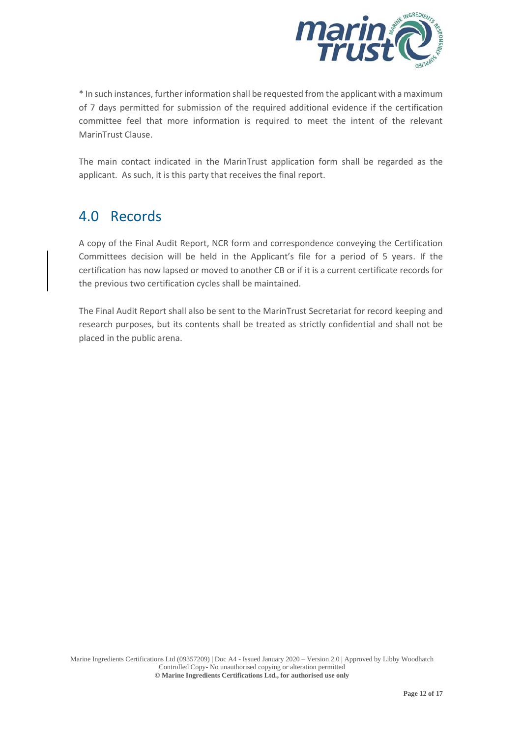* In such instances, further information shall be requested from the applicant with a maximum of 7 days permitted for submission of the required additional evidence if the certification committee feel that more information is required to meet the intent of the relevant MarinTrust Clause.

The main contact indicated in the MarinTrust application form shall be regarded as the applicant. As such, it is this party that receives the final report.

## 4.0 Records

A copy of the Final Audit Report, NCR form and correspondence conveying the Certification Committees decision will be held in the Applicant's file for a period of 5 years. If the certification has now lapsed or moved to another CB or if it is a current certificate records for the previous two certification cycles shall be maintained.

The Final Audit Report shall also be sent to the MarinTrust Secretariat for record keeping and research purposes, but its contents shall be treated as strictly confidential and shall not be placed in the public arena.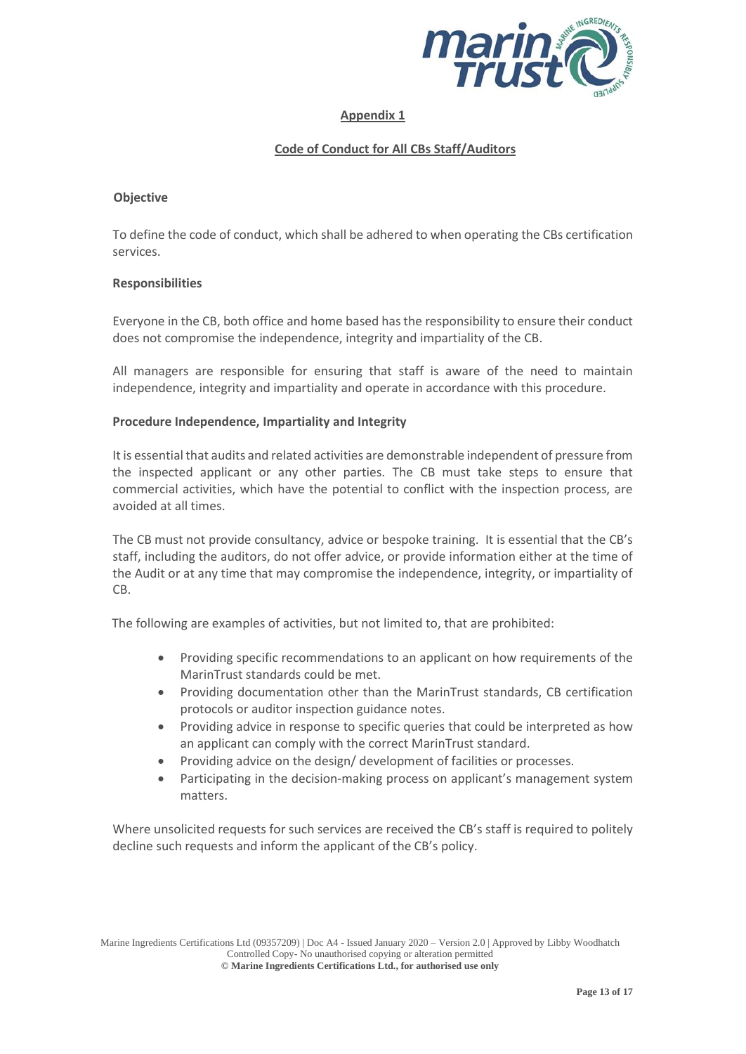## Appendix 1

### Code of Conduct for All CBs Staff/Auditors

**Objective**

To define the code of conduct, which shall be adhered to when operating the CBs certification services.

**Responsibilities**

Everyone in the CB, both office and home based has the responsibility to ensure their conduct does not compromise the independence, integrity and impartiality of the CB.

All managers are responsible for ensuring that staff is aware of the need to maintain independence, integrity and impartiality and operate in accordance with this procedure.

**Procedure Independence, Impartiality and Integrity**

It is essential that audits and related activities are demonstrable independent of pressure from the inspected applicant or any other parties. The CB must take steps to ensure that commercial activities, which have the potential to conflict with the inspection process, are avoided at all times.

The CB must not provide consultancy, advice or bespoke training. It is essential that the CB's staff, including the auditors, do not offer advice, or provide information either at the time of the Audit or at any time that may compromise the independence, integrity, or impartiality of CB.

The following are examples of activities, but not limited to, that are prohibited:

- Providing specific recommendations to an applicant on how requirements of the MarinTrust standards could be met.
- Providing documentation other than the MarinTrust standards, CB certification protocols or auditor inspection guidance notes.
- Providing advice in response to specific queries that could be interpreted as how an applicant can comply with the correct MarinTrust standard.
- Providing advice on the design/ development of facilities or processes.
- Participating in the decision-making process on applicant's management system matters.

Where unsolicited requests for such services are received the CB's staff is required to politely decline such requests and inform the applicant of the CB's policy.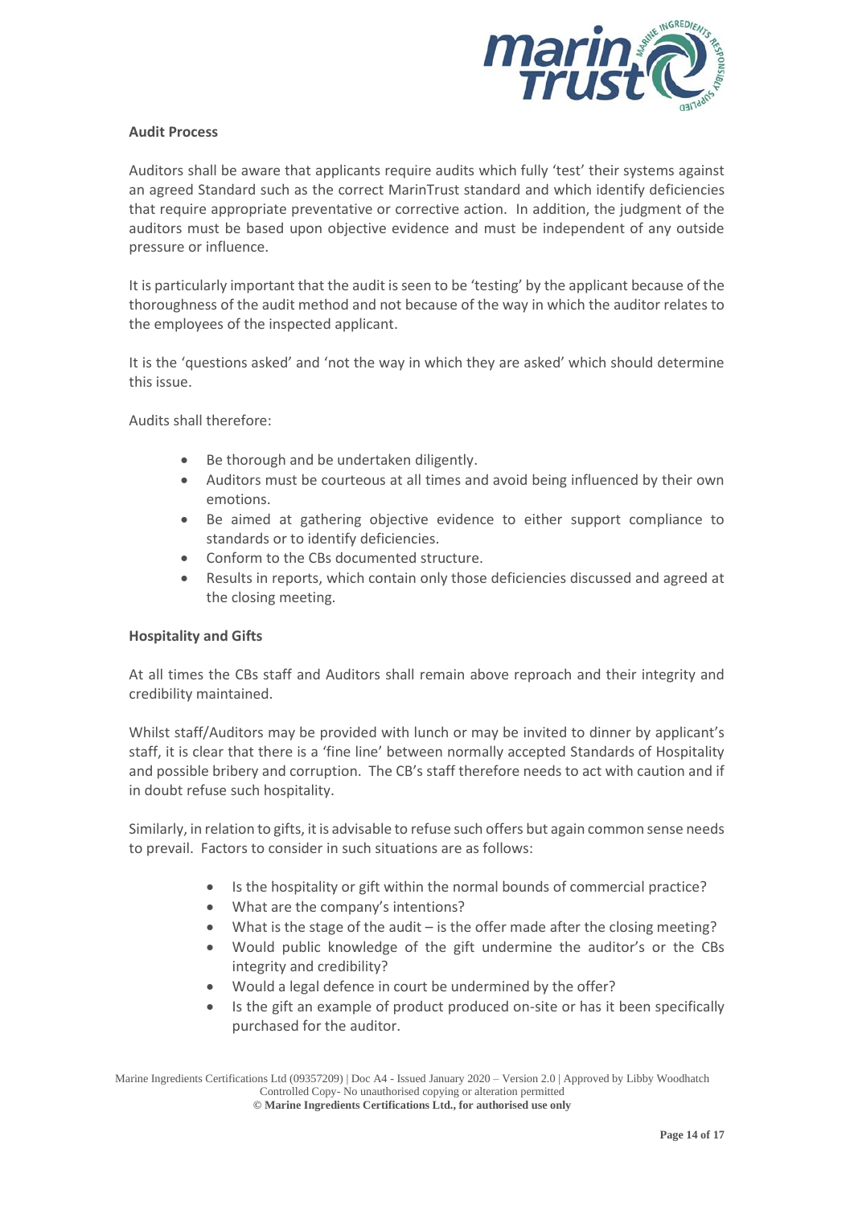**Audit Process**

Auditors shall be aware that applicants require audits which fully 'test' their systems against an agreed Standard such as the correct MarinTrust standard and which identify deficiencies that require appropriate preventative or corrective action. In addition, the judgment of the auditors must be based upon objective evidence and must be independent of any outside pressure or influence.

It is particularly important that the audit is seen to be 'testing' by the applicant because of the thoroughness of the audit method and not because of the way in which the auditor relates to the employees of the inspected applicant.

It is the 'questions asked' and 'not the way in which they are asked' which should determine this issue.

Audits shall therefore:

- Be thorough and be undertaken diligently.
- Auditors must be courteous at all times and avoid being influenced by their own emotions.
- Be aimed at gathering objective evidence to either support compliance to standards or to identify deficiencies.
- Conform to the CBs documented structure.
- Results in reports, which contain only those deficiencies discussed and agreed at the closing meeting.

**Hospitality and Gifts**

At all times the CBs staff and Auditors shall remain above reproach and their integrity and credibility maintained.

Whilst staff/Auditors may be provided with lunch or may be invited to dinner by applicant's staff, it is clear that there is a 'fine line' between normally accepted Standards of Hospitality and possible bribery and corruption. The CB's staff therefore needs to act with caution and if in doubt refuse such hospitality.

Similarly, in relation to gifts, it is advisable to refuse such offers but again common sense needs to prevail. Factors to consider in such situations are as follows:

- Is the hospitality or gift within the normal bounds of commercial practice?
- What are the company's intentions?
- What is the stage of the audit – is the offer made after the closing meeting?
- Would public knowledge of the gift undermine the auditor's or the CBs integrity and credibility?
- Would a legal defence in court be undermined by the offer?
- Is the gift an example of product produced on-site or has it been specifically purchased for the auditor.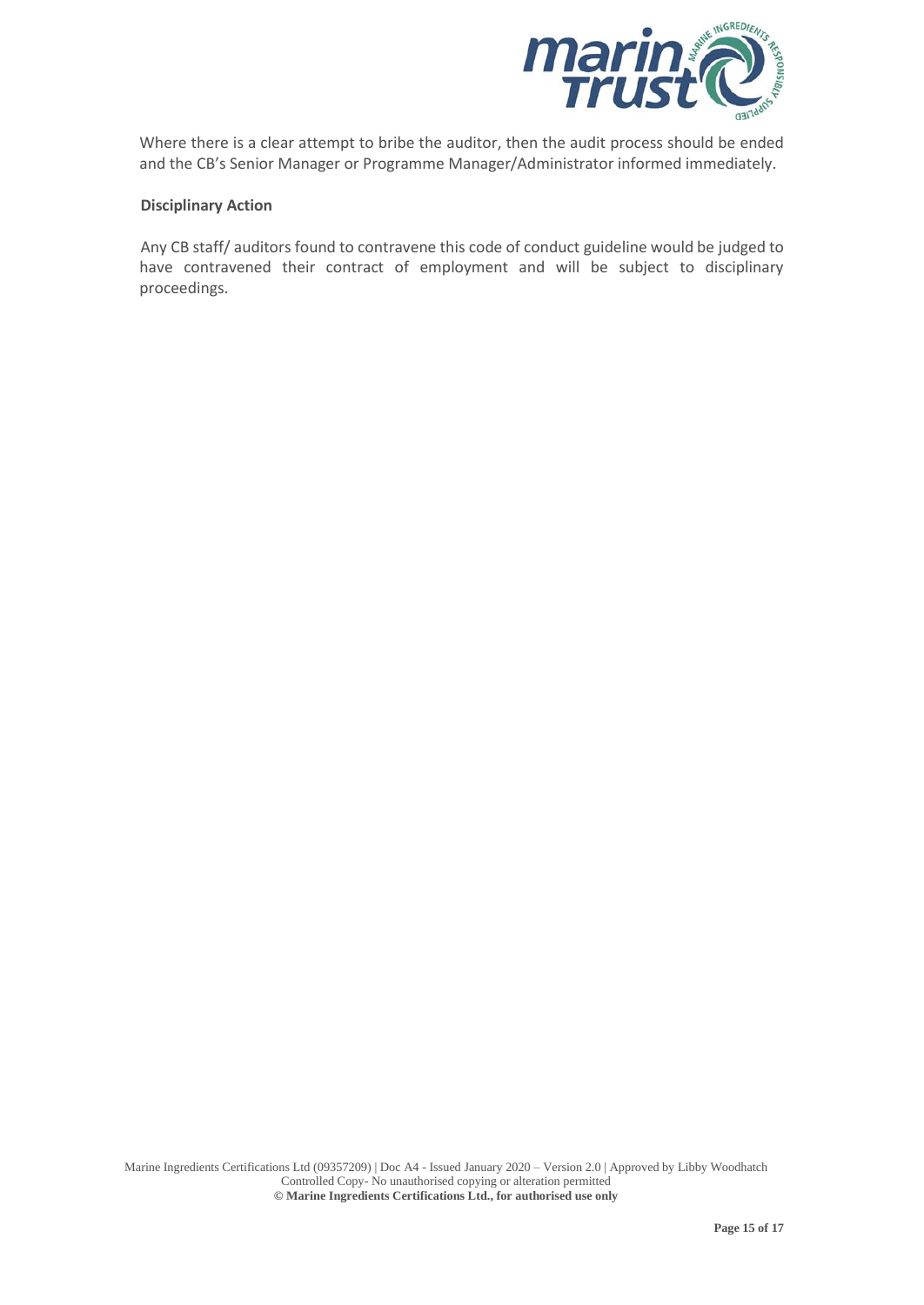Where there is a clear attempt to bribe the auditor, then the audit process should be ended and the CB's Senior Manager or Programme Manager/Administrator informed immediately.

**Disciplinary Action**

Any CB staff/ auditors found to contravene this code of conduct guideline would be judged to have contravened their contract of employment and will be subject to disciplinary proceedings.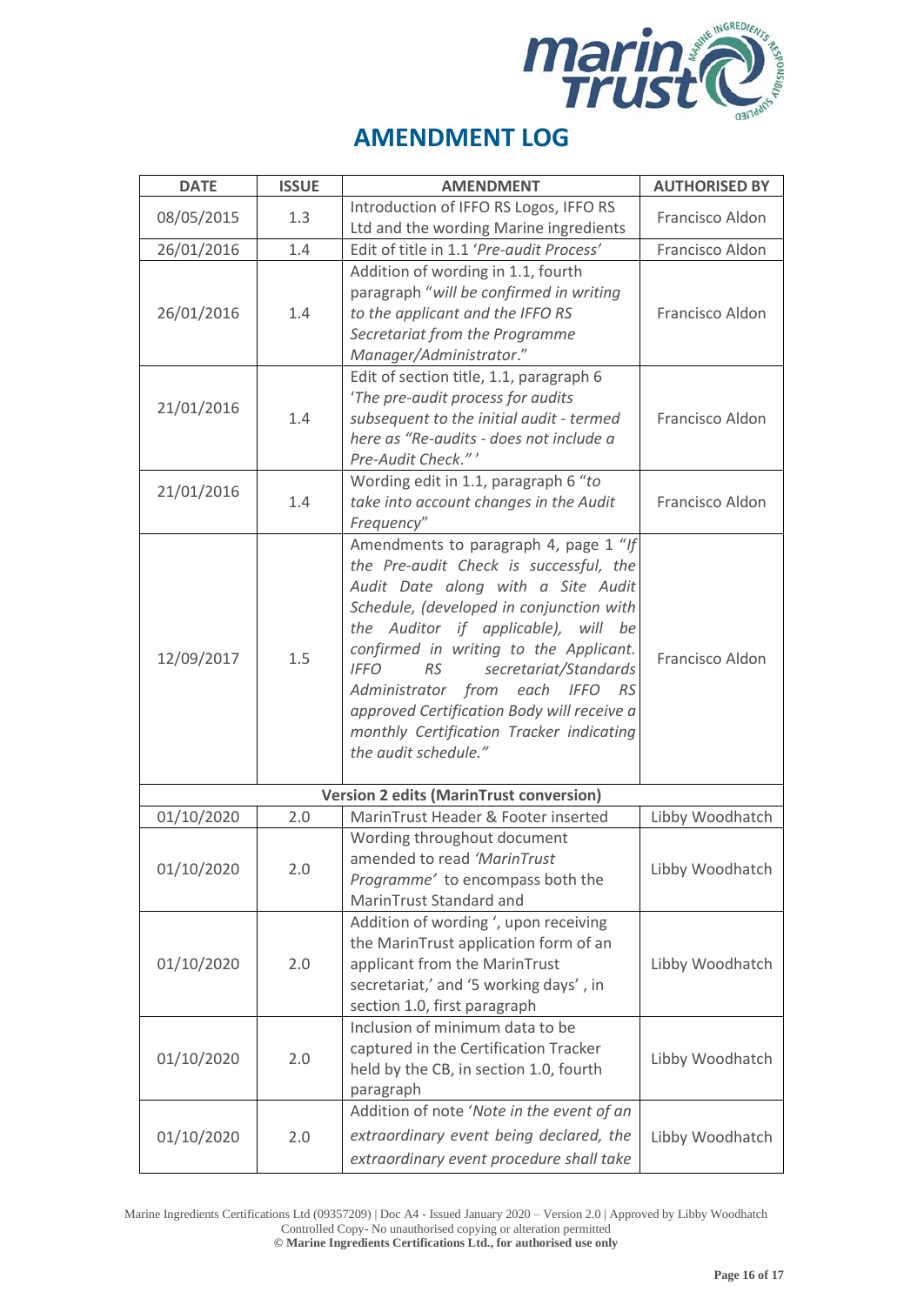## AMENDMENT LOG

| DATE | ISSUE | AMENDMENT | AUTHORISED BY |
|---|---|---|---|
| 08/05/2015 | 1.3 | Introduction of IFFO RS Logos, IFFO RS Ltd and the wording Marine ingredients | Francisco Aldon |
| 26/01/2016 | 1.4 | Edit of title in 1.1 '*Pre-audit Process*' | Francisco Aldon |
| 26/01/2016 | 1.4 | Addition of wording in 1.1, fourth paragraph "*will be confirmed in writing to the applicant and the IFFO RS Secretariat from the Programme Manager/Administrator*." | Francisco Aldon |
| 21/01/2016 | 1.4 | Edit of section title, 1.1, paragraph 6 '*The pre-audit process for audits subsequent to the initial audit - termed here as "Re-audits - does not include a Pre-Audit Check."*' | Francisco Aldon |
| 21/01/2016 | 1.4 | Wording edit in 1.1, paragraph 6 "*to take into account changes in the Audit Frequency*" | Francisco Aldon |
| 12/09/2017 | 1.5 | Amendments to paragraph 4, page 1 "*If the Pre-audit Check is successful, the Audit Date along with a Site Audit Schedule, (developed in conjunction with the Auditor if applicable), will be confirmed in writing to the Applicant. IFFO RS secretariat/Standards Administrator from each IFFO RS approved Certification Body will receive a monthly Certification Tracker indicating the audit schedule.*" | Francisco Aldon |
| **Version 2 edits (MarinTrust conversion)** | | | |
| 01/10/2020 | 2.0 | MarinTrust Header & Footer inserted | Libby Woodhatch |
| 01/10/2020 | 2.0 | Wording throughout document amended to read *'MarinTrust Programme'* to encompass both the MarinTrust Standard and | Libby Woodhatch |
| 01/10/2020 | 2.0 | Addition of wording ', upon receiving the MarinTrust application form of an applicant from the MarinTrust secretariat,' and '5 working days' , in section 1.0, first paragraph | Libby Woodhatch |
| 01/10/2020 | 2.0 | Inclusion of minimum data to be captured in the Certification Tracker held by the CB, in section 1.0, fourth paragraph | Libby Woodhatch |
| 01/10/2020 | 2.0 | Addition of note '*Note in the event of an extraordinary event being declared, the extraordinary event procedure shall take* | Libby Woodhatch |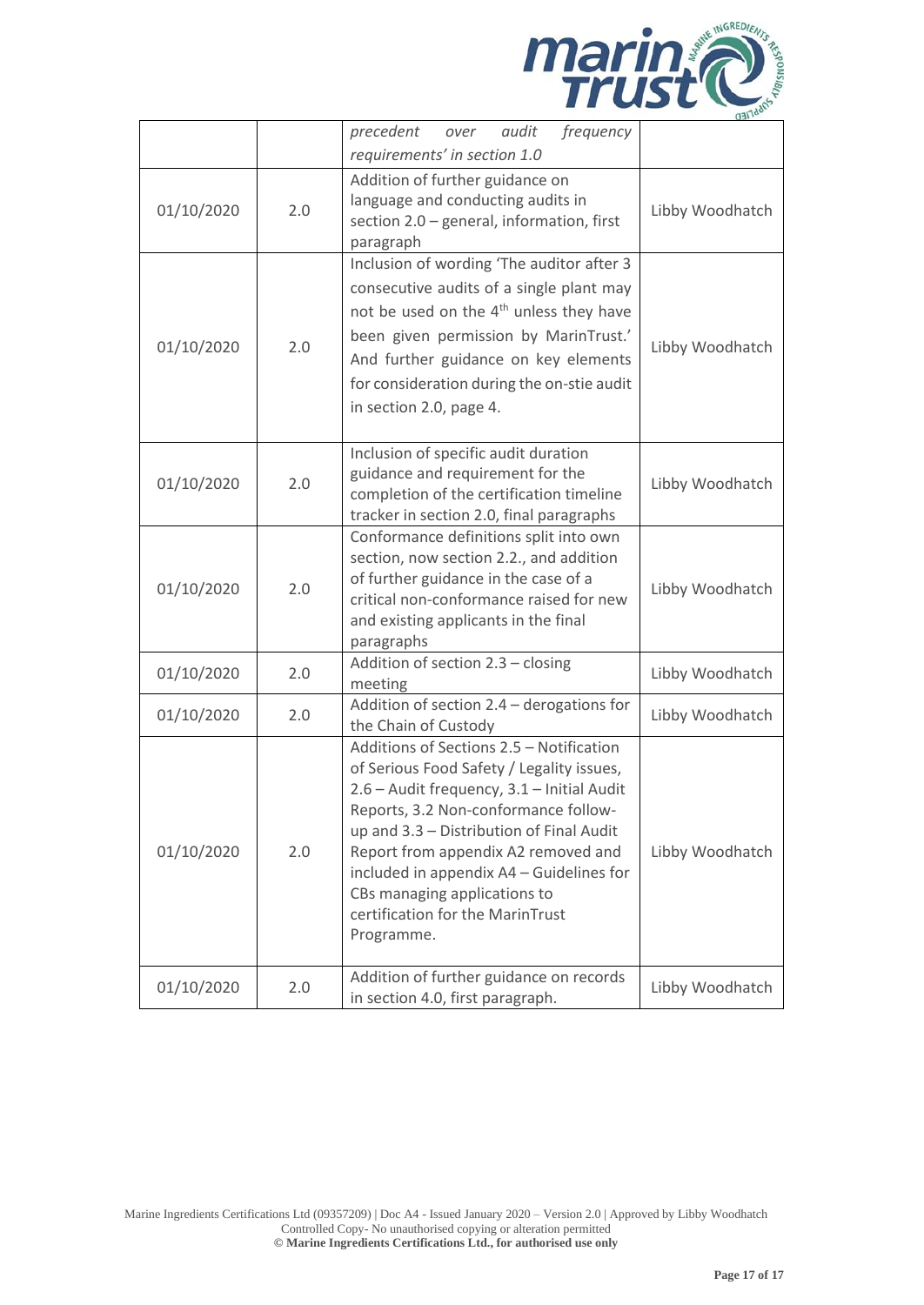| | | | |
|---|---|---|---|
| | | *precedent over audit frequency requirements' in section 1.0* | |
| 01/10/2020 | 2.0 | Addition of further guidance on language and conducting audits in section 2.0 – general, information, first paragraph | Libby Woodhatch |
| 01/10/2020 | 2.0 | Inclusion of wording 'The auditor after 3 consecutive audits of a single plant may not be used on the 4th unless they have been given permission by MarinTrust.' And further guidance on key elements for consideration during the on-stie audit in section 2.0, page 4. | Libby Woodhatch |
| 01/10/2020 | 2.0 | Inclusion of specific audit duration guidance and requirement for the completion of the certification timeline tracker in section 2.0, final paragraphs | Libby Woodhatch |
| 01/10/2020 | 2.0 | Conformance definitions split into own section, now section 2.2., and addition of further guidance in the case of a critical non-conformance raised for new and existing applicants in the final paragraphs | Libby Woodhatch |
| 01/10/2020 | 2.0 | Addition of section 2.3 – closing meeting | Libby Woodhatch |
| 01/10/2020 | 2.0 | Addition of section 2.4 – derogations for the Chain of Custody | Libby Woodhatch |
| 01/10/2020 | 2.0 | Additions of Sections 2.5 – Notification of Serious Food Safety / Legality issues, 2.6 – Audit frequency, 3.1 – Initial Audit Reports, 3.2 Non-conformance follow-up and 3.3 – Distribution of Final Audit Report from appendix A2 removed and included in appendix A4 – Guidelines for CBs managing applications to certification for the MarinTrust Programme. | Libby Woodhatch |
| 01/10/2020 | 2.0 | Addition of further guidance on records in section 4.0, first paragraph. | Libby Woodhatch |